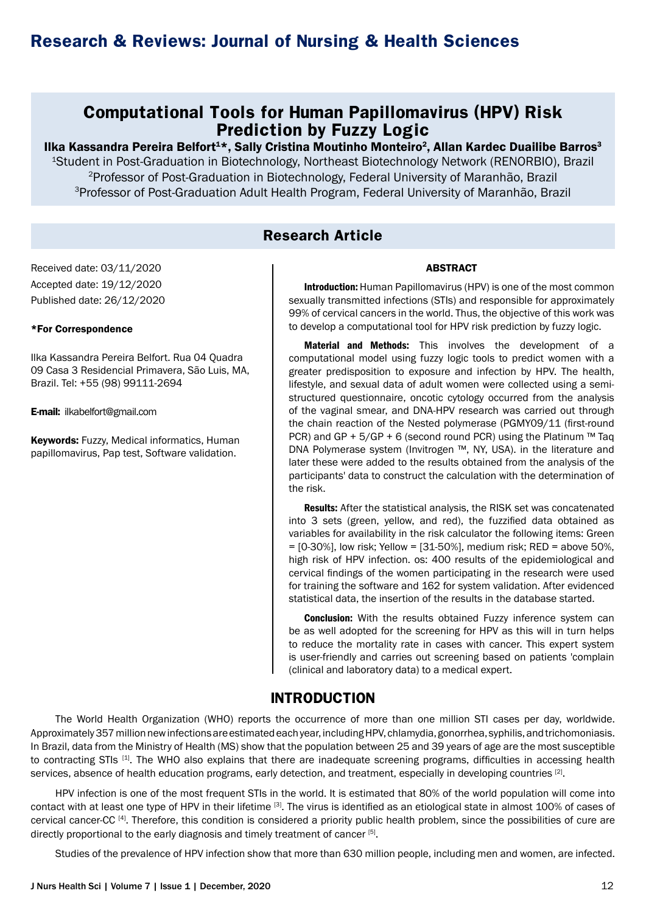# Computational Tools for Human Papillomavirus (HPV) Risk Prediction by Fuzzy Logic

**Ilka Kassandra Pereira Belfort[1]*, Sally Cristina Moutinho Monteiro[2], Allan Kardec Duailibe Barros[3]**

[1]Student in Post-Graduation in Biotechnology, Northeast Biotechnology Network (RENORBIO), Brazil

[2]Professor of Post-Graduation in Biotechnology, Federal University of Maranhão, Brazil

[3]Professor of Post-Graduation Adult Health Program, Federal University of Maranhão, Brazil

## Research Article

Received date: 03/11/2020

Accepted date: 19/12/2020

Published date: 26/12/2020

**\*For Correspondence**

Ilka Kassandra Pereira Belfort. Rua 04 Quadra 09 Casa 3 Residencial Primavera, São Luis, MA, Brazil. Tel: +55 (98) 99111-2694

**E-mail:** ilkabelfort@gmail.com

**Keywords:** Fuzzy, Medical informatics, Human papillomavirus, Pap test, Software validation.

### ABSTRACT

**Introduction:** Human Papillomavirus (HPV) is one of the most common sexually transmitted infections (STIs) and responsible for approximately 99% of cervical cancers in the world. Thus, the objective of this work was to develop a computational tool for HPV risk prediction by fuzzy logic.

**Material and Methods:** This involves the development of a computational model using fuzzy logic tools to predict women with a greater predisposition to exposure and infection by HPV. The health, lifestyle, and sexual data of adult women were collected using a semi-structured questionnaire, oncotic cytology occurred from the analysis of the vaginal smear, and DNA-HPV research was carried out through the chain reaction of the Nested polymerase (PGMY09/11 (first-round PCR) and GP + 5/GP + 6 (second round PCR) using the Platinum ™ Taq DNA Polymerase system (Invitrogen ™, NY, USA). in the literature and later these were added to the results obtained from the analysis of the participants' data to construct the calculation with the determination of the risk.

**Results:** After the statistical analysis, the RISK set was concatenated into 3 sets (green, yellow, and red), the fuzzified data obtained as variables for availability in the risk calculator the following items: Green = [0-30%], low risk; Yellow = [31-50%], medium risk; RED = above 50%, high risk of HPV infection. os: 400 results of the epidemiological and cervical findings of the women participating in the research were used for training the software and 162 for system validation. After evidenced statistical data, the insertion of the results in the database started.

**Conclusion:** With the results obtained Fuzzy inference system can be as well adopted for the screening for HPV as this will in turn helps to reduce the mortality rate in cases with cancer. This expert system is user-friendly and carries out screening based on patients 'complain (clinical and laboratory data) to a medical expert.

## INTRODUCTION

The World Health Organization (WHO) reports the occurrence of more than one million STI cases per day, worldwide. Approximately 357 million new infections are estimated each year, including HPV, chlamydia, gonorrhea, syphilis, and trichomoniasis. In Brazil, data from the Ministry of Health (MS) show that the population between 25 and 39 years of age are the most susceptible to contracting STIs [1]. The WHO also explains that there are inadequate screening programs, difficulties in accessing health services, absence of health education programs, early detection, and treatment, especially in developing countries [2].

HPV infection is one of the most frequent STIs in the world. It is estimated that 80% of the world population will come into contact with at least one type of HPV in their lifetime [3]. The virus is identified as an etiological state in almost 100% of cases of cervical cancer-CC [4]. Therefore, this condition is considered a priority public health problem, since the possibilities of cure are directly proportional to the early diagnosis and timely treatment of cancer [5].

Studies of the prevalence of HPV infection show that more than 630 million people, including men and women, are infected.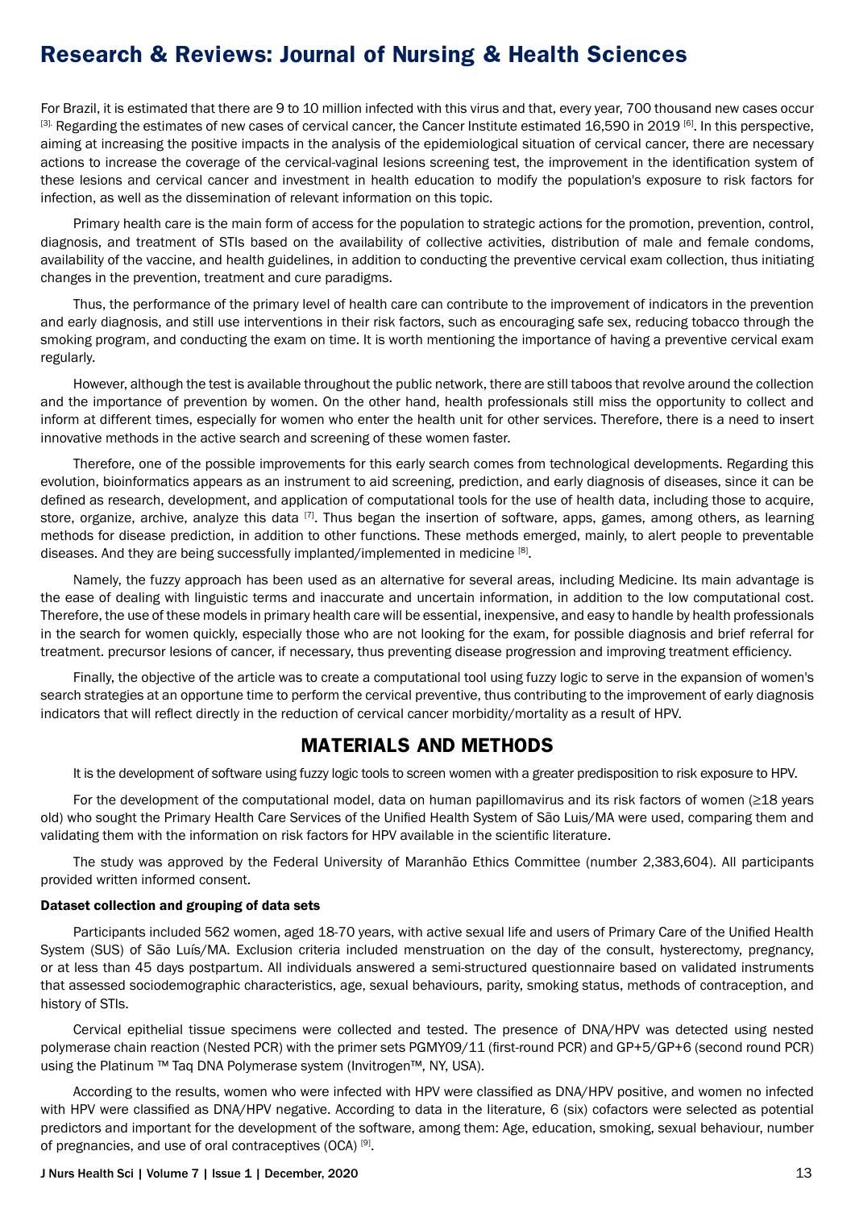For Brazil, it is estimated that there are 9 to 10 million infected with this virus and that, every year, 700 thousand new cases occur [3]. Regarding the estimates of new cases of cervical cancer, the Cancer Institute estimated 16,590 in 2019 [6]. In this perspective, aiming at increasing the positive impacts in the analysis of the epidemiological situation of cervical cancer, there are necessary actions to increase the coverage of the cervical-vaginal lesions screening test, the improvement in the identification system of these lesions and cervical cancer and investment in health education to modify the population's exposure to risk factors for infection, as well as the dissemination of relevant information on this topic.

Primary health care is the main form of access for the population to strategic actions for the promotion, prevention, control, diagnosis, and treatment of STIs based on the availability of collective activities, distribution of male and female condoms, availability of the vaccine, and health guidelines, in addition to conducting the preventive cervical exam collection, thus initiating changes in the prevention, treatment and cure paradigms.

Thus, the performance of the primary level of health care can contribute to the improvement of indicators in the prevention and early diagnosis, and still use interventions in their risk factors, such as encouraging safe sex, reducing tobacco through the smoking program, and conducting the exam on time. It is worth mentioning the importance of having a preventive cervical exam regularly.

However, although the test is available throughout the public network, there are still taboos that revolve around the collection and the importance of prevention by women. On the other hand, health professionals still miss the opportunity to collect and inform at different times, especially for women who enter the health unit for other services. Therefore, there is a need to insert innovative methods in the active search and screening of these women faster.

Therefore, one of the possible improvements for this early search comes from technological developments. Regarding this evolution, bioinformatics appears as an instrument to aid screening, prediction, and early diagnosis of diseases, since it can be defined as research, development, and application of computational tools for the use of health data, including those to acquire, store, organize, archive, analyze this data [7]. Thus began the insertion of software, apps, games, among others, as learning methods for disease prediction, in addition to other functions. These methods emerged, mainly, to alert people to preventable diseases. And they are being successfully implanted/implemented in medicine [8].

Namely, the fuzzy approach has been used as an alternative for several areas, including Medicine. Its main advantage is the ease of dealing with linguistic terms and inaccurate and uncertain information, in addition to the low computational cost. Therefore, the use of these models in primary health care will be essential, inexpensive, and easy to handle by health professionals in the search for women quickly, especially those who are not looking for the exam, for possible diagnosis and brief referral for treatment. precursor lesions of cancer, if necessary, thus preventing disease progression and improving treatment efficiency.

Finally, the objective of the article was to create a computational tool using fuzzy logic to serve in the expansion of women's search strategies at an opportune time to perform the cervical preventive, thus contributing to the improvement of early diagnosis indicators that will reflect directly in the reduction of cervical cancer morbidity/mortality as a result of HPV.

## MATERIALS AND METHODS

It is the development of software using fuzzy logic tools to screen women with a greater predisposition to risk exposure to HPV.

For the development of the computational model, data on human papillomavirus and its risk factors of women (≥18 years old) who sought the Primary Health Care Services of the Unified Health System of São Luis/MA were used, comparing them and validating them with the information on risk factors for HPV available in the scientific literature.

The study was approved by the Federal University of Maranhão Ethics Committee (number 2,383,604). All participants provided written informed consent.

### Dataset collection and grouping of data sets

Participants included 562 women, aged 18-70 years, with active sexual life and users of Primary Care of the Unified Health System (SUS) of São Luís/MA. Exclusion criteria included menstruation on the day of the consult, hysterectomy, pregnancy, or at less than 45 days postpartum. All individuals answered a semi-structured questionnaire based on validated instruments that assessed sociodemographic characteristics, age, sexual behaviours, parity, smoking status, methods of contraception, and history of STIs.

Cervical epithelial tissue specimens were collected and tested. The presence of DNA/HPV was detected using nested polymerase chain reaction (Nested PCR) with the primer sets PGMY09/11 (first-round PCR) and GP+5/GP+6 (second round PCR) using the Platinum ™ Taq DNA Polymerase system (Invitrogen™, NY, USA).

According to the results, women who were infected with HPV were classified as DNA/HPV positive, and women no infected with HPV were classified as DNA/HPV negative. According to data in the literature, 6 (six) cofactors were selected as potential predictors and important for the development of the software, among them: Age, education, smoking, sexual behaviour, number of pregnancies, and use of oral contraceptives (OCA) [9].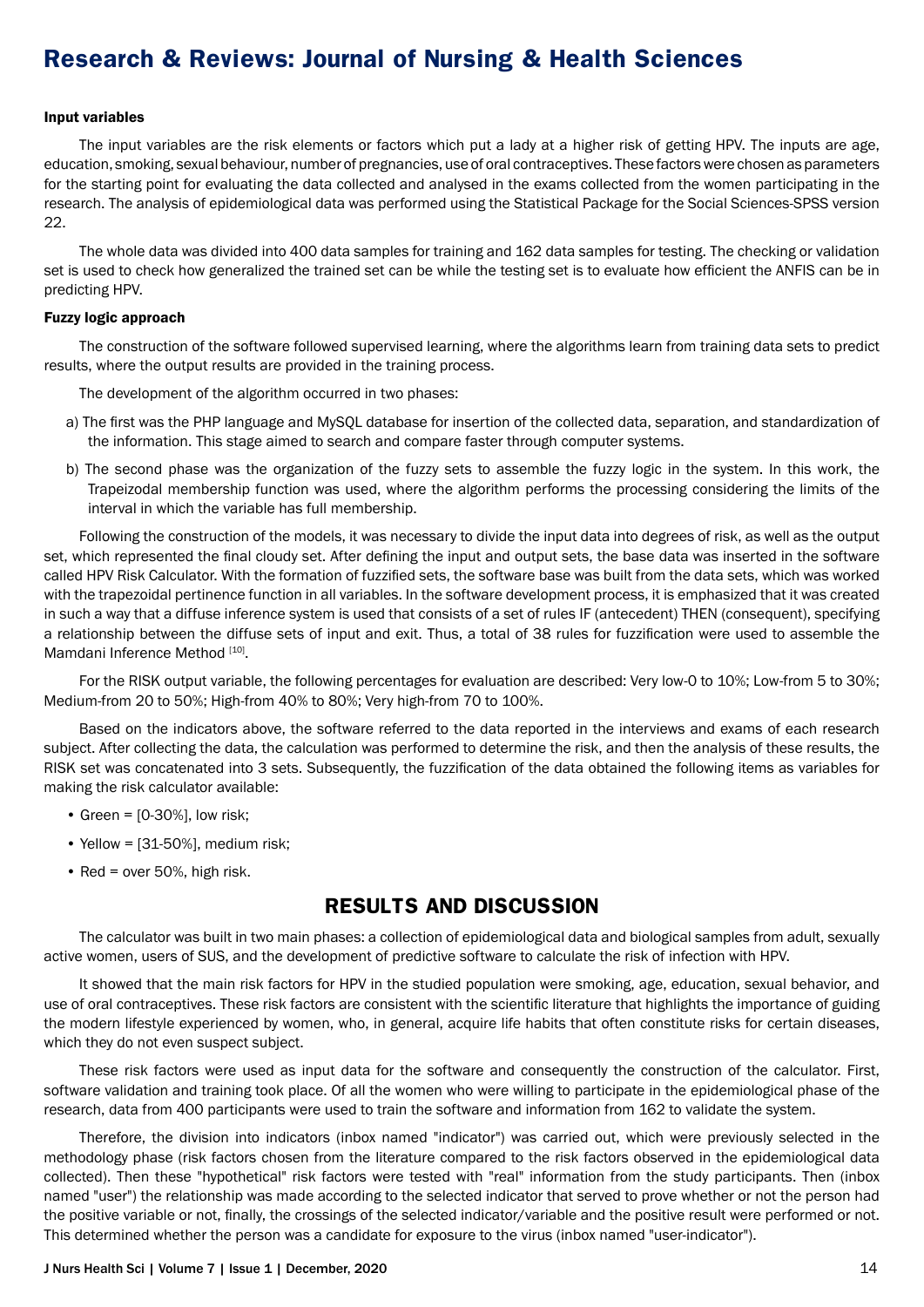### Input variables

The input variables are the risk elements or factors which put a lady at a higher risk of getting HPV. The inputs are age, education, smoking, sexual behaviour, number of pregnancies, use of oral contraceptives. These factors were chosen as parameters for the starting point for evaluating the data collected and analysed in the exams collected from the women participating in the research. The analysis of epidemiological data was performed using the Statistical Package for the Social Sciences-SPSS version 22.

The whole data was divided into 400 data samples for training and 162 data samples for testing. The checking or validation set is used to check how generalized the trained set can be while the testing set is to evaluate how efficient the ANFIS can be in predicting HPV.

### Fuzzy logic approach

The construction of the software followed supervised learning, where the algorithms learn from training data sets to predict results, where the output results are provided in the training process.

The development of the algorithm occurred in two phases:

a) The first was the PHP language and MySQL database for insertion of the collected data, separation, and standardization of the information. This stage aimed to search and compare faster through computer systems.

b) The second phase was the organization of the fuzzy sets to assemble the fuzzy logic in the system. In this work, the Trapeizodal membership function was used, where the algorithm performs the processing considering the limits of the interval in which the variable has full membership.

Following the construction of the models, it was necessary to divide the input data into degrees of risk, as well as the output set, which represented the final cloudy set. After defining the input and output sets, the base data was inserted in the software called HPV Risk Calculator. With the formation of fuzzified sets, the software base was built from the data sets, which was worked with the trapezoidal pertinence function in all variables. In the software development process, it is emphasized that it was created in such a way that a diffuse inference system is used that consists of a set of rules IF (antecedent) THEN (consequent), specifying a relationship between the diffuse sets of input and exit. Thus, a total of 38 rules for fuzzification were used to assemble the Mamdani Inference Method [10].

For the RISK output variable, the following percentages for evaluation are described: Very low-0 to 10%; Low-from 5 to 30%; Medium-from 20 to 50%; High-from 40% to 80%; Very high-from 70 to 100%.

Based on the indicators above, the software referred to the data reported in the interviews and exams of each research subject. After collecting the data, the calculation was performed to determine the risk, and then the analysis of these results, the RISK set was concatenated into 3 sets. Subsequently, the fuzzification of the data obtained the following items as variables for making the risk calculator available:

- Green = [0-30%], low risk;
- Yellow = [31-50%], medium risk;
- Red = over 50%, high risk.

## RESULTS AND DISCUSSION

The calculator was built in two main phases: a collection of epidemiological data and biological samples from adult, sexually active women, users of SUS, and the development of predictive software to calculate the risk of infection with HPV.

It showed that the main risk factors for HPV in the studied population were smoking, age, education, sexual behavior, and use of oral contraceptives. These risk factors are consistent with the scientific literature that highlights the importance of guiding the modern lifestyle experienced by women, who, in general, acquire life habits that often constitute risks for certain diseases, which they do not even suspect subject.

These risk factors were used as input data for the software and consequently the construction of the calculator. First, software validation and training took place. Of all the women who were willing to participate in the epidemiological phase of the research, data from 400 participants were used to train the software and information from 162 to validate the system.

Therefore, the division into indicators (inbox named "indicator") was carried out, which were previously selected in the methodology phase (risk factors chosen from the literature compared to the risk factors observed in the epidemiological data collected). Then these "hypothetical" risk factors were tested with "real" information from the study participants. Then (inbox named "user") the relationship was made according to the selected indicator that served to prove whether or not the person had the positive variable or not, finally, the crossings of the selected indicator/variable and the positive result were performed or not. This determined whether the person was a candidate for exposure to the virus (inbox named "user-indicator").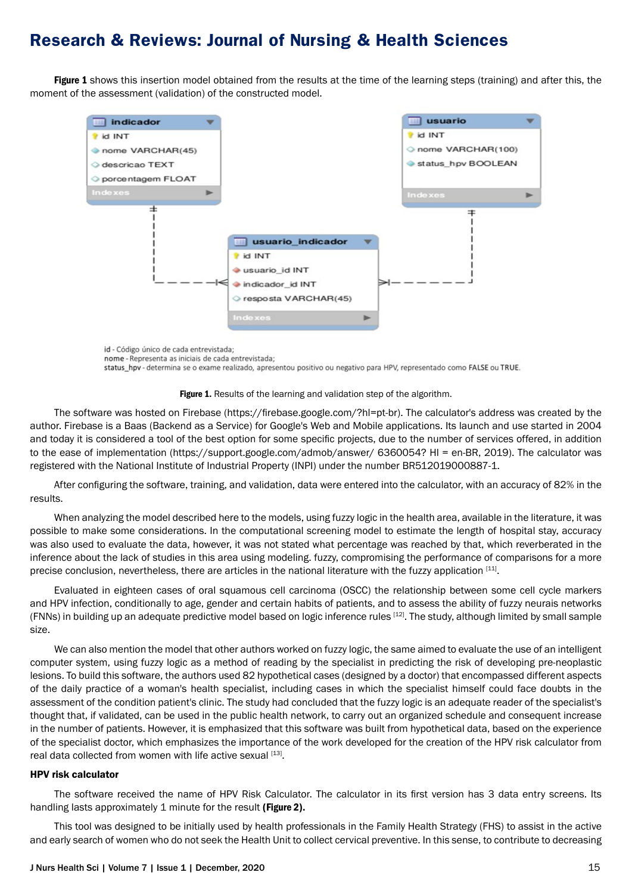**Figure 1** shows this insertion model obtained from the results at the time of the learning steps (training) and after this, the moment of the assessment (validation) of the constructed model.

id - Código único de cada entrevistada;
nome - Representa as iniciais de cada entrevistada;
status_hpv - determina se o exame realizado, apresentou positivo ou negativo para HPV, representado como FALSE ou TRUE.

**Figure 1.** Results of the learning and validation step of the algorithm.

The software was hosted on Firebase (https://firebase.google.com/?hl=pt-br). The calculator's address was created by the author. Firebase is a Baas (Backend as a Service) for Google's Web and Mobile applications. Its launch and use started in 2004 and today it is considered a tool of the best option for some specific projects, due to the number of services offered, in addition to the ease of implementation (https://support.google.com/admob/answer/ 6360054? Hl = en-BR, 2019). The calculator was registered with the National Institute of Industrial Property (INPI) under the number BR512019000887-1.

After configuring the software, training, and validation, data were entered into the calculator, with an accuracy of 82% in the results.

When analyzing the model described here to the models, using fuzzy logic in the health area, available in the literature, it was possible to make some considerations. In the computational screening model to estimate the length of hospital stay, accuracy was also used to evaluate the data, however, it was not stated what percentage was reached by that, which reverberated in the inference about the lack of studies in this area using modeling. fuzzy, compromising the performance of comparisons for a more precise conclusion, nevertheless, there are articles in the national literature with the fuzzy application [11].

Evaluated in eighteen cases of oral squamous cell carcinoma (OSCC) the relationship between some cell cycle markers and HPV infection, conditionally to age, gender and certain habits of patients, and to assess the ability of fuzzy neurais networks (FNNs) in building up an adequate predictive model based on logic inference rules [12]. The study, although limited by small sample size.

We can also mention the model that other authors worked on fuzzy logic, the same aimed to evaluate the use of an intelligent computer system, using fuzzy logic as a method of reading by the specialist in predicting the risk of developing pre-neoplastic lesions. To build this software, the authors used 82 hypothetical cases (designed by a doctor) that encompassed different aspects of the daily practice of a woman's health specialist, including cases in which the specialist himself could face doubts in the assessment of the condition patient's clinic. The study had concluded that the fuzzy logic is an adequate reader of the specialist's thought that, if validated, can be used in the public health network, to carry out an organized schedule and consequent increase in the number of patients. However, it is emphasized that this software was built from hypothetical data, based on the experience of the specialist doctor, which emphasizes the importance of the work developed for the creation of the HPV risk calculator from real data collected from women with life active sexual [13].

### HPV risk calculator

The software received the name of HPV Risk Calculator. The calculator in its first version has 3 data entry screens. Its handling lasts approximately 1 minute for the result **(Figure 2).**

This tool was designed to be initially used by health professionals in the Family Health Strategy (FHS) to assist in the active and early search of women who do not seek the Health Unit to collect cervical preventive. In this sense, to contribute to decreasing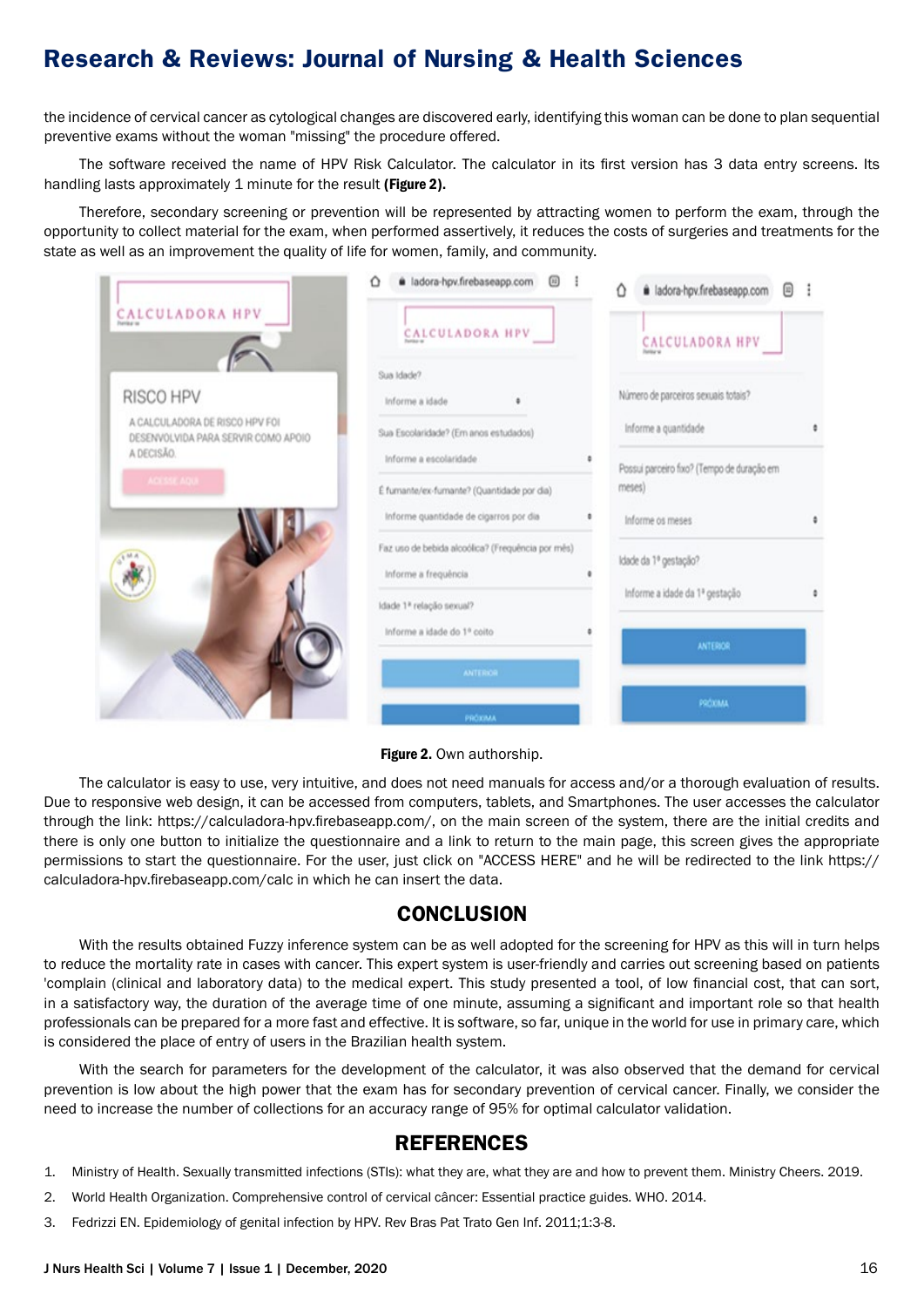the incidence of cervical cancer as cytological changes are discovered early, identifying this woman can be done to plan sequential preventive exams without the woman "missing" the procedure offered.

The software received the name of HPV Risk Calculator. The calculator in its first version has 3 data entry screens. Its handling lasts approximately 1 minute for the result **(Figure 2).**

Therefore, secondary screening or prevention will be represented by attracting women to perform the exam, through the opportunity to collect material for the exam, when performed assertively, it reduces the costs of surgeries and treatments for the state as well as an improvement the quality of life for women, family, and community.

**Figure 2.** Own authorship.

The calculator is easy to use, very intuitive, and does not need manuals for access and/or a thorough evaluation of results. Due to responsive web design, it can be accessed from computers, tablets, and Smartphones. The user accesses the calculator through the link: https://calculadora-hpv.firebaseapp.com/, on the main screen of the system, there are the initial credits and there is only one button to initialize the questionnaire and a link to return to the main page, this screen gives the appropriate permissions to start the questionnaire. For the user, just click on "ACCESS HERE" and he will be redirected to the link https:// calculadora-hpv.firebaseapp.com/calc in which he can insert the data.

## CONCLUSION

With the results obtained Fuzzy inference system can be as well adopted for the screening for HPV as this will in turn helps to reduce the mortality rate in cases with cancer. This expert system is user-friendly and carries out screening based on patients 'complain (clinical and laboratory data) to the medical expert. This study presented a tool, of low financial cost, that can sort, in a satisfactory way, the duration of the average time of one minute, assuming a significant and important role so that health professionals can be prepared for a more fast and effective. It is software, so far, unique in the world for use in primary care, which is considered the place of entry of users in the Brazilian health system.

With the search for parameters for the development of the calculator, it was also observed that the demand for cervical prevention is low about the high power that the exam has for secondary prevention of cervical cancer. Finally, we consider the need to increase the number of collections for an accuracy range of 95% for optimal calculator validation.

## REFERENCES

1. Ministry of Health. Sexually transmitted infections (STIs): what they are, what they are and how to prevent them. Ministry Cheers. 2019.
2. World Health Organization. Comprehensive control of cervical câncer: Essential practice guides. WHO. 2014.
3. Fedrizzi EN. Epidemiology of genital infection by HPV. Rev Bras Pat Trato Gen Inf. 2011;1:3-8.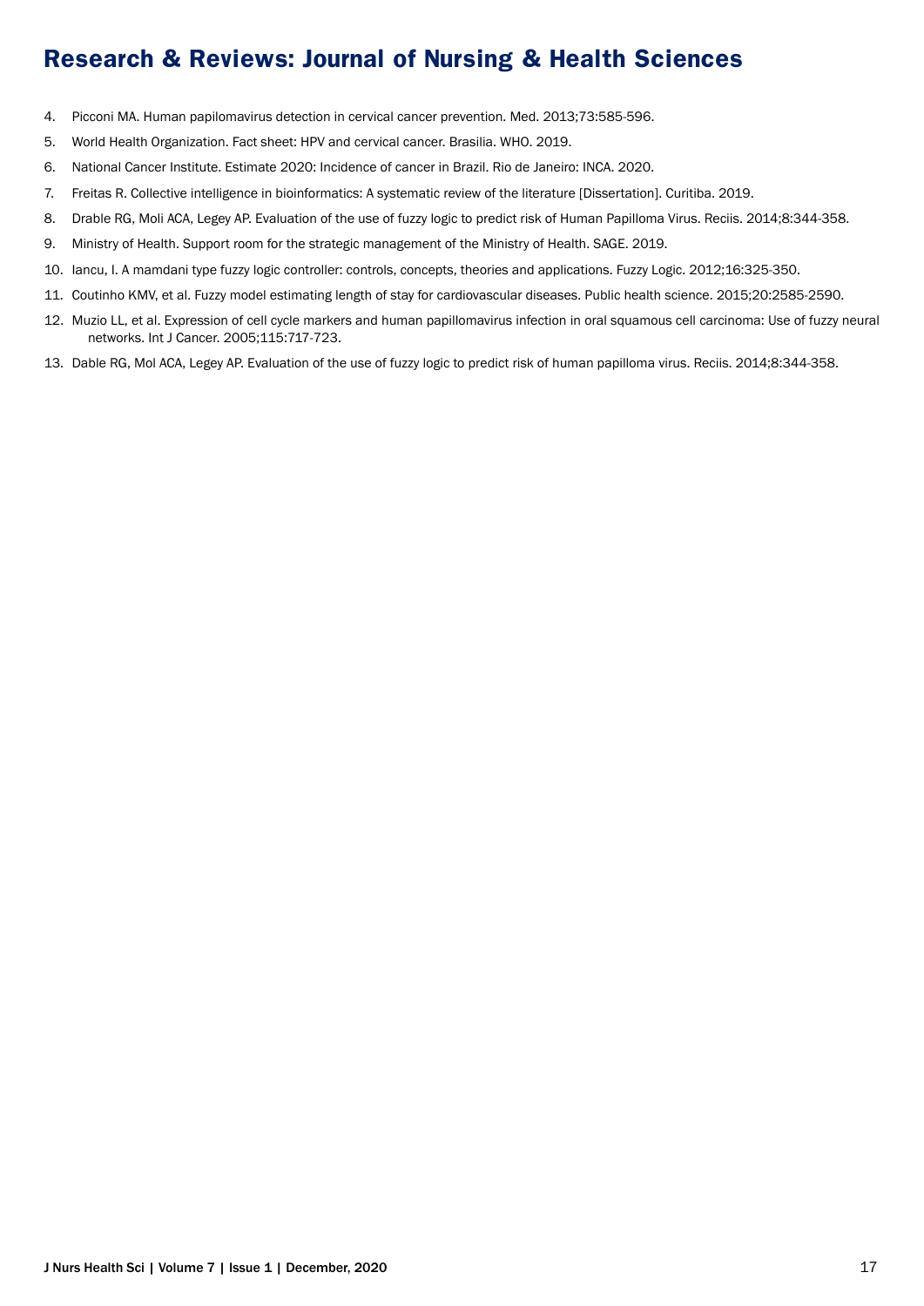4. Picconi MA. Human papilomavirus detection in cervical cancer prevention. Med. 2013;73:585-596.
5. World Health Organization. Fact sheet: HPV and cervical cancer. Brasilia. WHO. 2019.
6. National Cancer Institute. Estimate 2020: Incidence of cancer in Brazil. Rio de Janeiro: INCA. 2020.
7. Freitas R. Collective intelligence in bioinformatics: A systematic review of the literature [Dissertation]. Curitiba. 2019.
8. Drable RG, Moli ACA, Legey AP. Evaluation of the use of fuzzy logic to predict risk of Human Papilloma Virus. Reciis. 2014;8:344-358.
9. Ministry of Health. Support room for the strategic management of the Ministry of Health. SAGE. 2019.
10. Iancu, I. A mamdani type fuzzy logic controller: controls, concepts, theories and applications. Fuzzy Logic. 2012;16:325-350.
11. Coutinho KMV, et al. Fuzzy model estimating length of stay for cardiovascular diseases. Public health science. 2015;20:2585-2590.
12. Muzio LL, et al. Expression of cell cycle markers and human papillomavirus infection in oral squamous cell carcinoma: Use of fuzzy neural networks. Int J Cancer. 2005;115:717-723.
13. Dable RG, Mol ACA, Legey AP. Evaluation of the use of fuzzy logic to predict risk of human papilloma virus. Reciis. 2014;8:344-358.